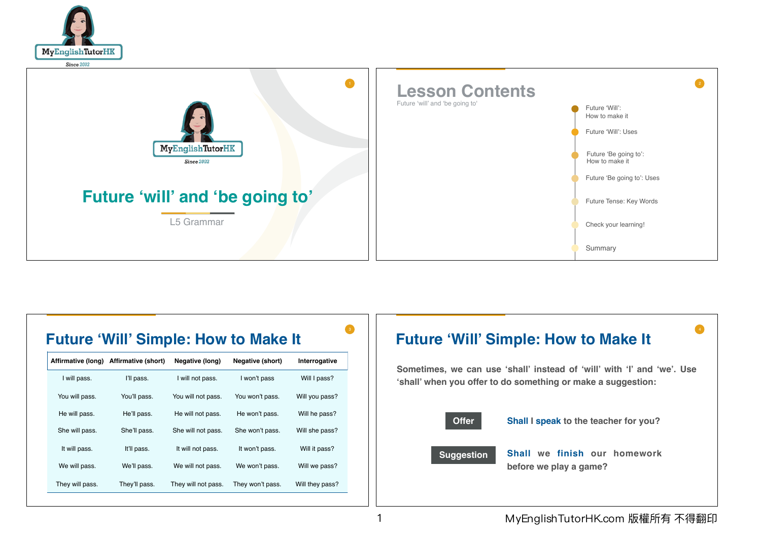MyEnglishTutorHK
Since 2002

# Future 'will' and 'be going to'

L5 Grammar

## Lesson Contents

Future 'will' and 'be going to'

- Future 'Will': How to make it
- Future 'Will': Uses
- Future 'Be going to': How to make it
- Future 'Be going to': Uses
- Future Tense: Key Words
- Check your learning!
- Summary

## Future 'Will' Simple: How to Make It

| Affirmative (long) | Affirmative (short) | Negative (long) | Negative (short) | Interrogative |
|---|---|---|---|---|
| I will pass. | I'll pass. | I will not pass. | I won't pass | Will I pass? |
| You will pass. | You'll pass. | You will not pass. | You won't pass. | Will you pass? |
| He will pass. | He'll pass. | He will not pass. | He won't pass. | Will he pass? |
| She will pass. | She'll pass. | She will not pass. | She won't pass. | Will she pass? |
| It will pass. | It'll pass. | It will not pass. | It won't pass. | Will it pass? |
| We will pass. | We'll pass. | We will not pass. | We won't pass. | Will we pass? |
| They will pass. | They'll pass. | They will not pass. | They won't pass. | Will they pass? |

## Future 'Will' Simple: How to Make It

Sometimes, we can use 'shall' instead of 'will' with 'I' and 'we'. Use 'shall' when you offer to do something or make a suggestion:

**Offer** — **Shall** I **speak** to the teacher for you?

**Suggestion** — **Shall** we **finish** our homework before we play a game?

MyEnglishTutorHK.com 版權所有 不得翻印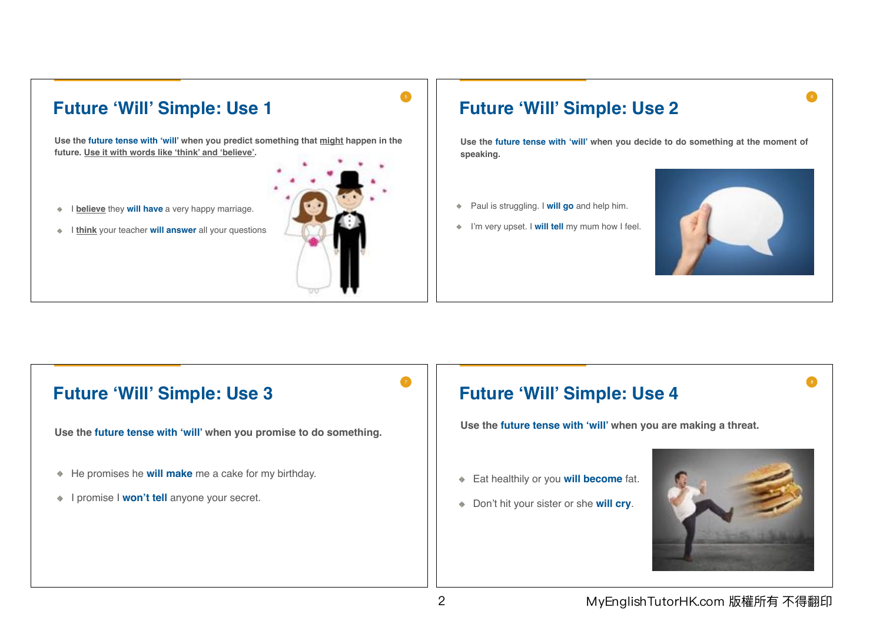## Future 'Will' Simple: Use 1

**Use the future tense with 'will' when you predict something that might happen in the future. Use it with words like 'think' and 'believe'.**

- I believe they **will have** a very happy marriage.
- I think your teacher **will answer** all your questions

## Future 'Will' Simple: Use 2

**Use the future tense with 'will' when you decide to do something at the moment of speaking.**

- Paul is struggling. I **will go** and help him.
- I'm very upset. I **will tell** my mum how I feel.

## Future 'Will' Simple: Use 3

**Use the future tense with 'will' when you promise to do something.**

- He promises he **will make** me a cake for my birthday.
- I promise I **won't tell** anyone your secret.

## Future 'Will' Simple: Use 4

**Use the future tense with 'will' when you are making a threat.**

- Eat healthily or you **will become** fat.
- Don't hit your sister or she **will cry**.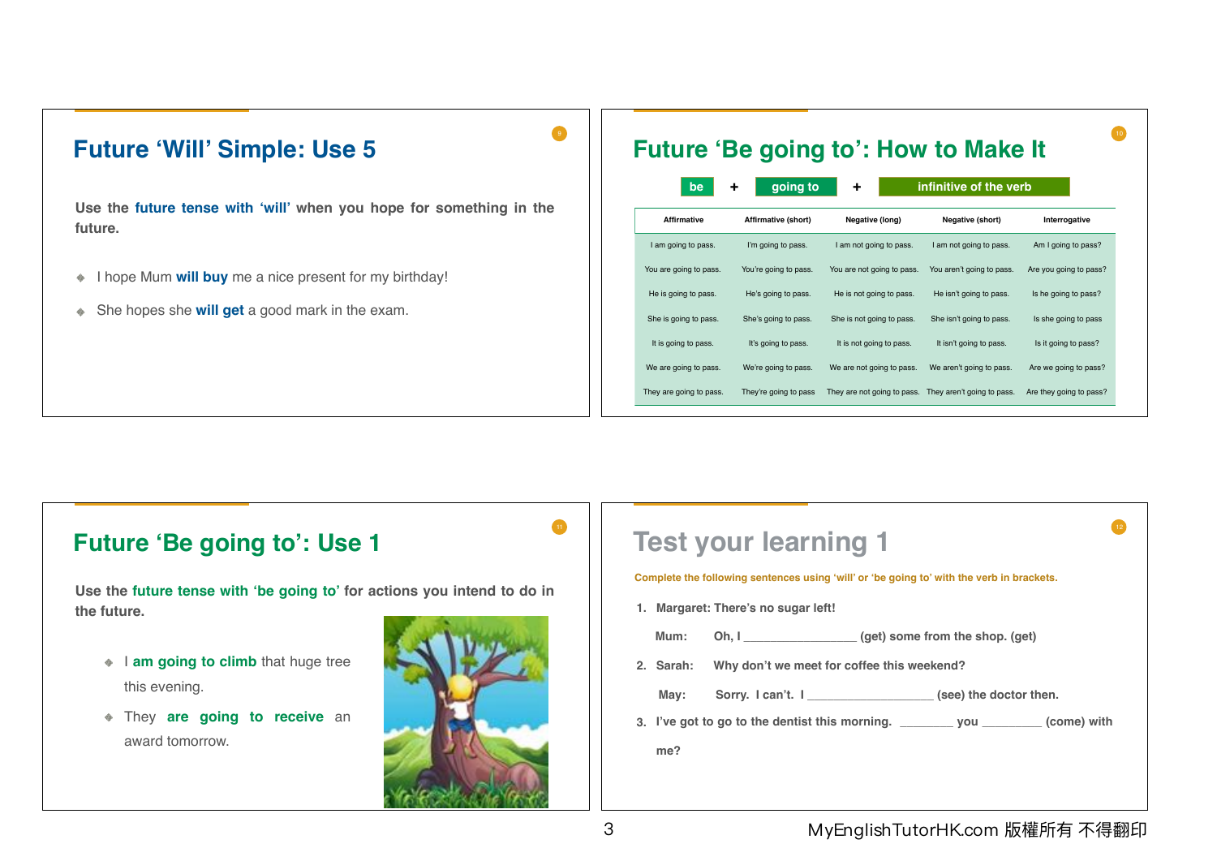## Future 'Will' Simple: Use 5

**Use the future tense with 'will' when you hope for something in the future.**

- I hope Mum **will buy** me a nice present for my birthday!
- She hopes she **will get** a good mark in the exam.

## Future 'Be going to': How to Make It

**be** + **going to** + **infinitive of the verb**

| Affirmative | Affirmative (short) | Negative (long) | Negative (short) | Interrogative |
|---|---|---|---|---|
| I am going to pass. | I'm going to pass. | I am not going to pass. | I am not going to pass. | Am I going to pass? |
| You are going to pass. | You're going to pass. | You are not going to pass. | You aren't going to pass. | Are you going to pass? |
| He is going to pass. | He's going to pass. | He is not going to pass. | He isn't going to pass. | Is he going to pass? |
| She is going to pass. | She's going to pass. | She is not going to pass. | She isn't going to pass. | Is she going to pass |
| It is going to pass. | It's going to pass. | It is not going to pass. | It isn't going to pass. | Is it going to pass? |
| We are going to pass. | We're going to pass. | We are not going to pass. | We aren't going to pass. | Are we going to pass? |
| They are going to pass. | They're going to pass | They are not going to pass. | They aren't going to pass. | Are they going to pass? |

## Future 'Be going to': Use 1

**Use the future tense with 'be going to' for actions you intend to do in the future.**

- I **am going to climb** that huge tree this evening.
- They **are going to receive** an award tomorrow.

## Test your learning 1

**Complete the following sentences using 'will' or 'be going to' with the verb in brackets.**

1. **Margaret: There's no sugar left!**

   **Mum: Oh, I ________________ (get) some from the shop. (get)**

2. **Sarah: Why don't we meet for coffee this weekend?**

   **May: Sorry. I can't. I ___________________ (see) the doctor then.**

3. **I've got to go to the dentist this morning. ________ you _________ (come) with me?**

MyEnglishTutorHK.com 版權所有 不得翻印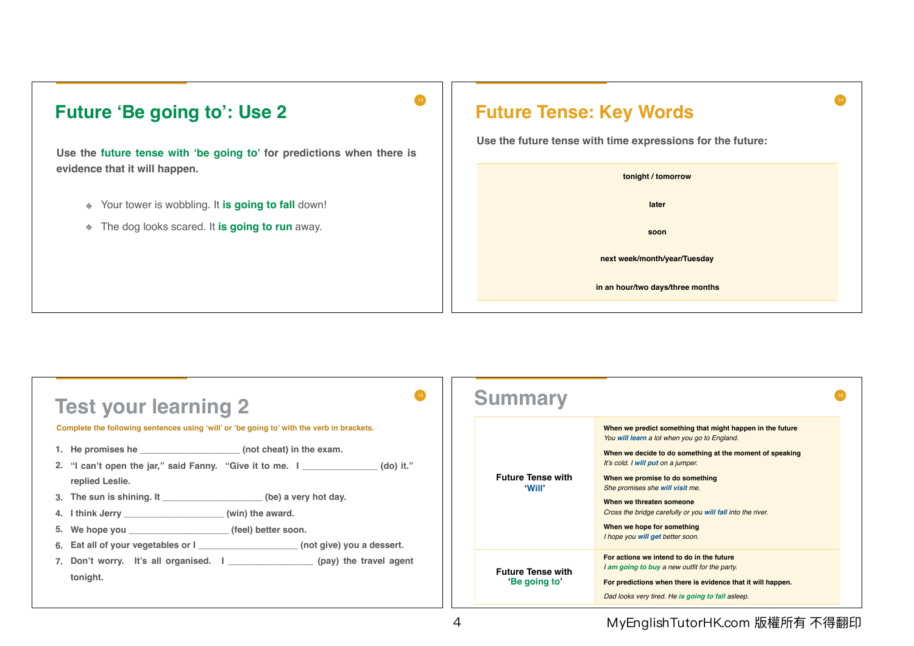## Future 'Be going to': Use 2

**Use the future tense with 'be going to' for predictions when there is evidence that it will happen.**

- Your tower is wobbling. It **is going to fall** down!
- The dog looks scared. It **is going to run** away.

## Future Tense: Key Words

**Use the future tense with time expressions for the future:**

| |
|---|
| **tonight / tomorrow** |
| **later** |
| **soon** |
| **next week/month/year/Tuesday** |
| **in an hour/two days/three months** |

## Test your learning 2

**Complete the following sentences using 'will' or 'be going to' with the verb in brackets.**

1. He promises he ____________________ (not cheat) in the exam.
2. "I can't open the jar," said Fanny. "Give it to me. I _______________ (do) it." replied Leslie.
3. The sun is shining. It ____________________ (be) a very hot day.
4. I think Jerry ____________________ (win) the award.
5. We hope you ____________________ (feel) better soon.
6. Eat all of your vegetables or I ____________________ (not give) you a dessert.
7. Don't worry. It's all organised. I _________________ (pay) the travel agent tonight.

## Summary

| | |
|---|---|
| **Future Tense with 'Will'** | **When we predict something that might happen in the future**<br>*You **will learn** a lot when you go to England.*<br>**When we decide to do something at the moment of speaking**<br>*It's cold. I **will put** on a jumper.*<br>**When we promise to do something**<br>*She promises she **will visit** me.*<br>**When we threaten someone**<br>*Cross the bridge carefully or you **will fall** into the river.*<br>**When we hope for something**<br>*I hope you **will get** better soon.* |
| **Future Tense with 'Be going to'** | **For actions we intend to do in the future**<br>*I **am going to buy** a new outfit for the party.*<br>**For predictions when there is evidence that it will happen.**<br>*Dad looks very tired. He **is going to fall** asleep.* |

MyEnglishTutorHK.com 版權所有 不得翻印